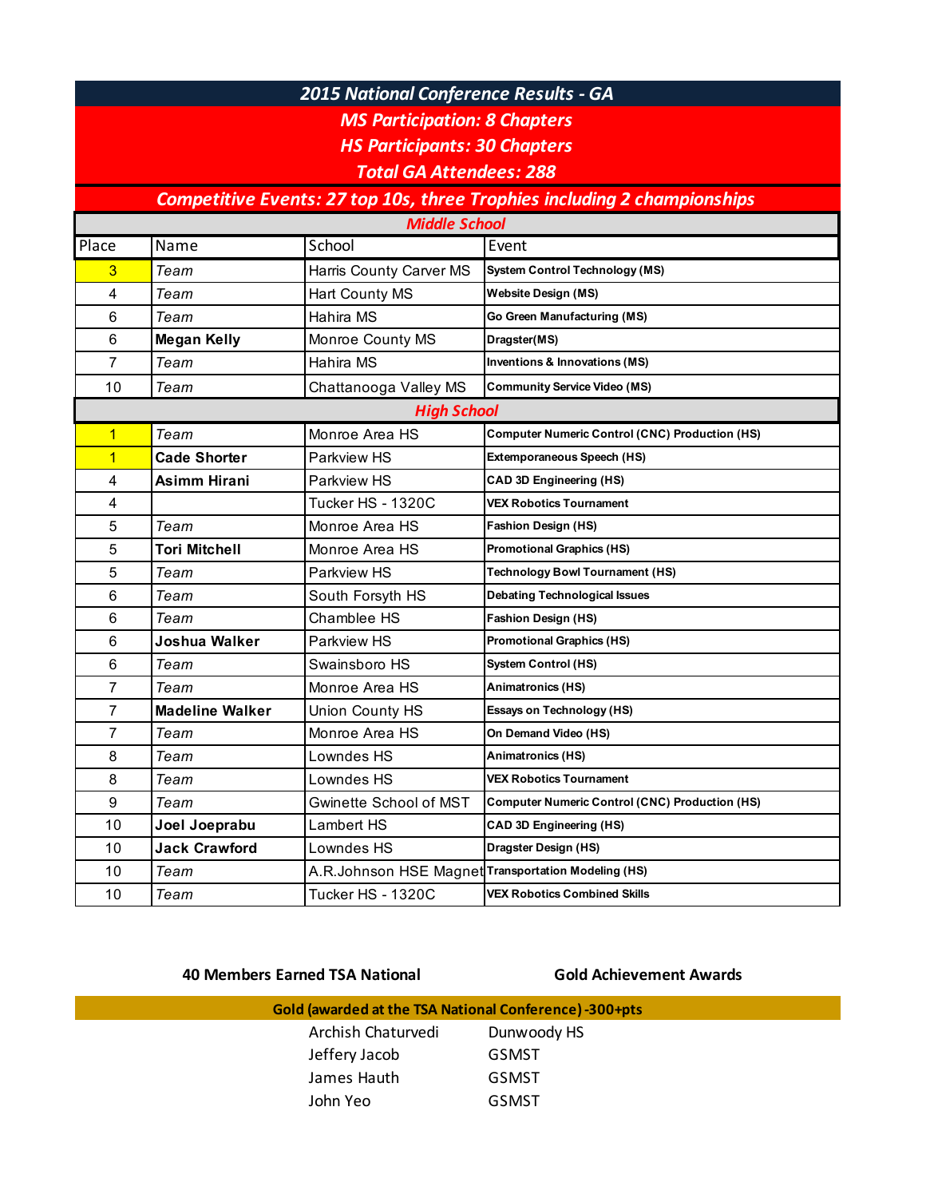# 2015 National Conference Results - GA

**MS Participation: 8 Chapters**

**HS Participants: 30 Chapters**

**Total GA Attendees: 288**

**Competitive Events: 27 top 10s, three Trophies including 2 championships**

| Place | Name | School | Event |
|---|---|---|---|
| **Middle School** | | | |
| 3 | *Team* | Harris County Carver MS | **System Control Technology (MS)** |
| 4 | *Team* | Hart County MS | **Website Design (MS)** |
| 6 | *Team* | Hahira MS | **Go Green Manufacturing (MS)** |
| 6 | **Megan Kelly** | Monroe County MS | **Dragster(MS)** |
| 7 | *Team* | Hahira MS | **Inventions & Innovations (MS)** |
| 10 | *Team* | Chattanooga Valley MS | **Community Service Video (MS)** |
| **High School** | | | |
| 1 | *Team* | Monroe Area HS | **Computer Numeric Control (CNC) Production (HS)** |
| 1 | **Cade Shorter** | Parkview HS | **Extemporaneous Speech (HS)** |
| 4 | **Asimm Hirani** | Parkview HS | **CAD 3D Engineering (HS)** |
| 4 | | Tucker HS - 1320C | **VEX Robotics Tournament** |
| 5 | *Team* | Monroe Area HS | **Fashion Design (HS)** |
| 5 | **Tori Mitchell** | Monroe Area HS | **Promotional Graphics (HS)** |
| 5 | *Team* | Parkview HS | **Technology Bowl Tournament (HS)** |
| 6 | *Team* | South Forsyth HS | **Debating Technological Issues** |
| 6 | *Team* | Chamblee HS | **Fashion Design (HS)** |
| 6 | **Joshua Walker** | Parkview HS | **Promotional Graphics (HS)** |
| 6 | *Team* | Swainsboro HS | **System Control (HS)** |
| 7 | *Team* | Monroe Area HS | **Animatronics (HS)** |
| 7 | **Madeline Walker** | Union County HS | **Essays on Technology (HS)** |
| 7 | *Team* | Monroe Area HS | **On Demand Video (HS)** |
| 8 | *Team* | Lowndes HS | **Animatronics (HS)** |
| 8 | *Team* | Lowndes HS | **VEX Robotics Tournament** |
| 9 | *Team* | Gwinette School of MST | **Computer Numeric Control (CNC) Production (HS)** |
| 10 | **Joel Joeprabu** | Lambert HS | **CAD 3D Engineering (HS)** |
| 10 | **Jack Crawford** | Lowndes HS | **Dragster Design (HS)** |
| 10 | *Team* | A.R.Johnson HSE Magnet | **Transportation Modeling (HS)** |
| 10 | *Team* | Tucker HS - 1320C | **VEX Robotics Combined Skills** |

**40 Members Earned TSA National Gold Achievement Awards**

**Gold (awarded at the TSA National Conference) -300+pts**

| Name | School |
|---|---|
| Archish Chaturvedi | Dunwoody HS |
| Jeffery Jacob | GSMST |
| James Hauth | GSMST |
| John Yeo | GSMST |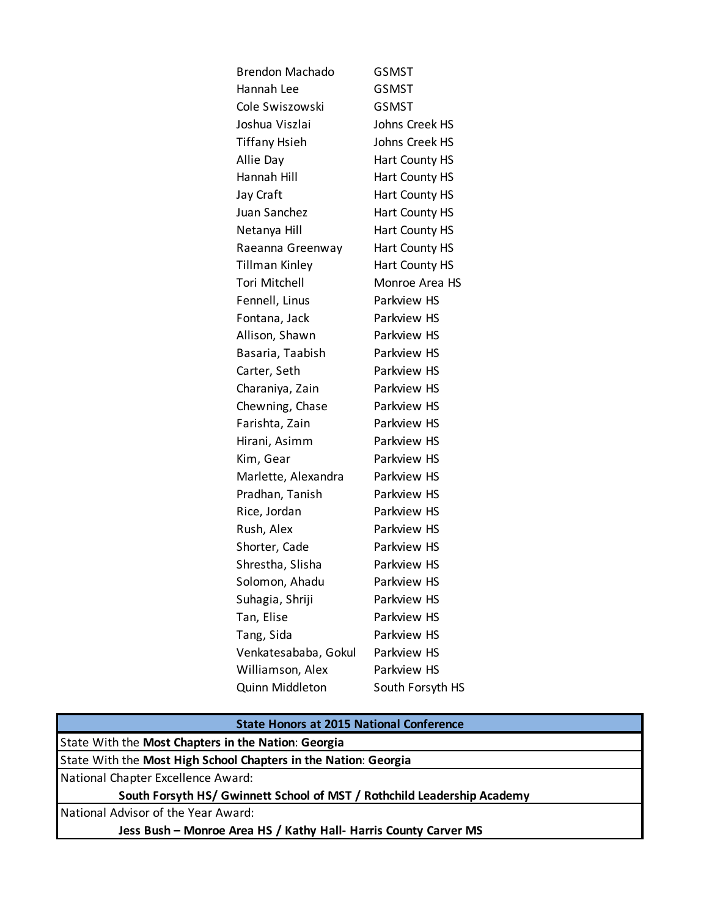| | |
|---|---|
| Brendon Machado | GSMST |
| Hannah Lee | GSMST |
| Cole Swiszowski | GSMST |
| Joshua Viszlai | Johns Creek HS |
| Tiffany Hsieh | Johns Creek HS |
| Allie Day | Hart County HS |
| Hannah Hill | Hart County HS |
| Jay Craft | Hart County HS |
| Juan Sanchez | Hart County HS |
| Netanya Hill | Hart County HS |
| Raeanna Greenway | Hart County HS |
| Tillman Kinley | Hart County HS |
| Tori Mitchell | Monroe Area HS |
| Fennell, Linus | Parkview HS |
| Fontana, Jack | Parkview HS |
| Allison, Shawn | Parkview HS |
| Basaria, Taabish | Parkview HS |
| Carter, Seth | Parkview HS |
| Charaniya, Zain | Parkview HS |
| Chewning, Chase | Parkview HS |
| Farishta, Zain | Parkview HS |
| Hirani, Asimm | Parkview HS |
| Kim, Gear | Parkview HS |
| Marlette, Alexandra | Parkview HS |
| Pradhan, Tanish | Parkview HS |
| Rice, Jordan | Parkview HS |
| Rush, Alex | Parkview HS |
| Shorter, Cade | Parkview HS |
| Shrestha, Slisha | Parkview HS |
| Solomon, Ahadu | Parkview HS |
| Suhagia, Shriji | Parkview HS |
| Tan, Elise | Parkview HS |
| Tang, Sida | Parkview HS |
| Venkatesababa, Gokul | Parkview HS |
| Williamson, Alex | Parkview HS |
| Quinn Middleton | South Forsyth HS |

| **State Honors at 2015 National Conference** |
|---|
| State With the **Most Chapters in the Nation**: **Georgia** |
| State With the **Most High School Chapters in the Nation**: **Georgia** |
| National Chapter Excellence Award: **South Forsyth HS/ Gwinnett School of MST / Rothchild Leadership Academy** |
| National Advisor of the Year Award: **Jess Bush – Monroe Area HS / Kathy Hall- Harris County Carver MS** |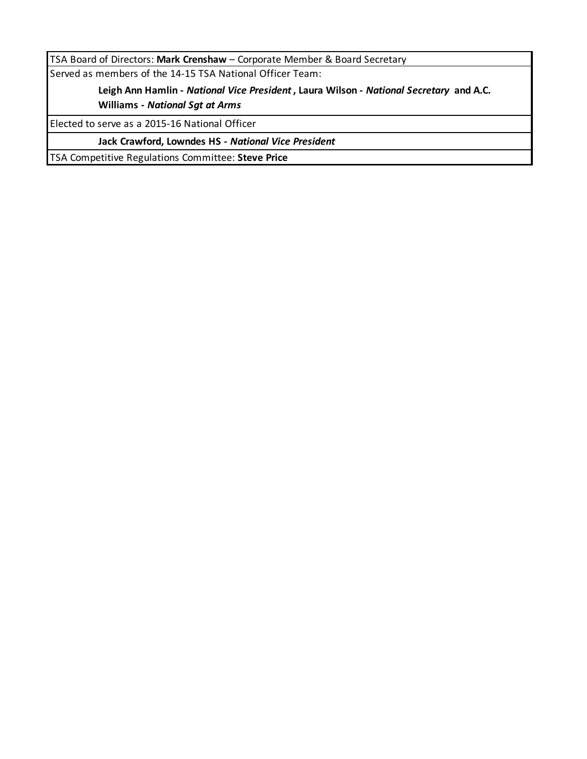| |
|---|
| TSA Board of Directors: **Mark Crenshaw** – Corporate Member & Board Secretary |
| Served as members of the 14-15 TSA National Officer Team: |
| **Leigh Ann Hamlin -** ***National Vice President*** **, Laura Wilson -** ***National Secretary*** **and A.C. Williams -** ***National Sgt at Arms*** |
| Elected to serve as a 2015-16 National Officer |
| **Jack Crawford, Lowndes HS -** ***National Vice President*** |
| TSA Competitive Regulations Committee: **Steve Price** |